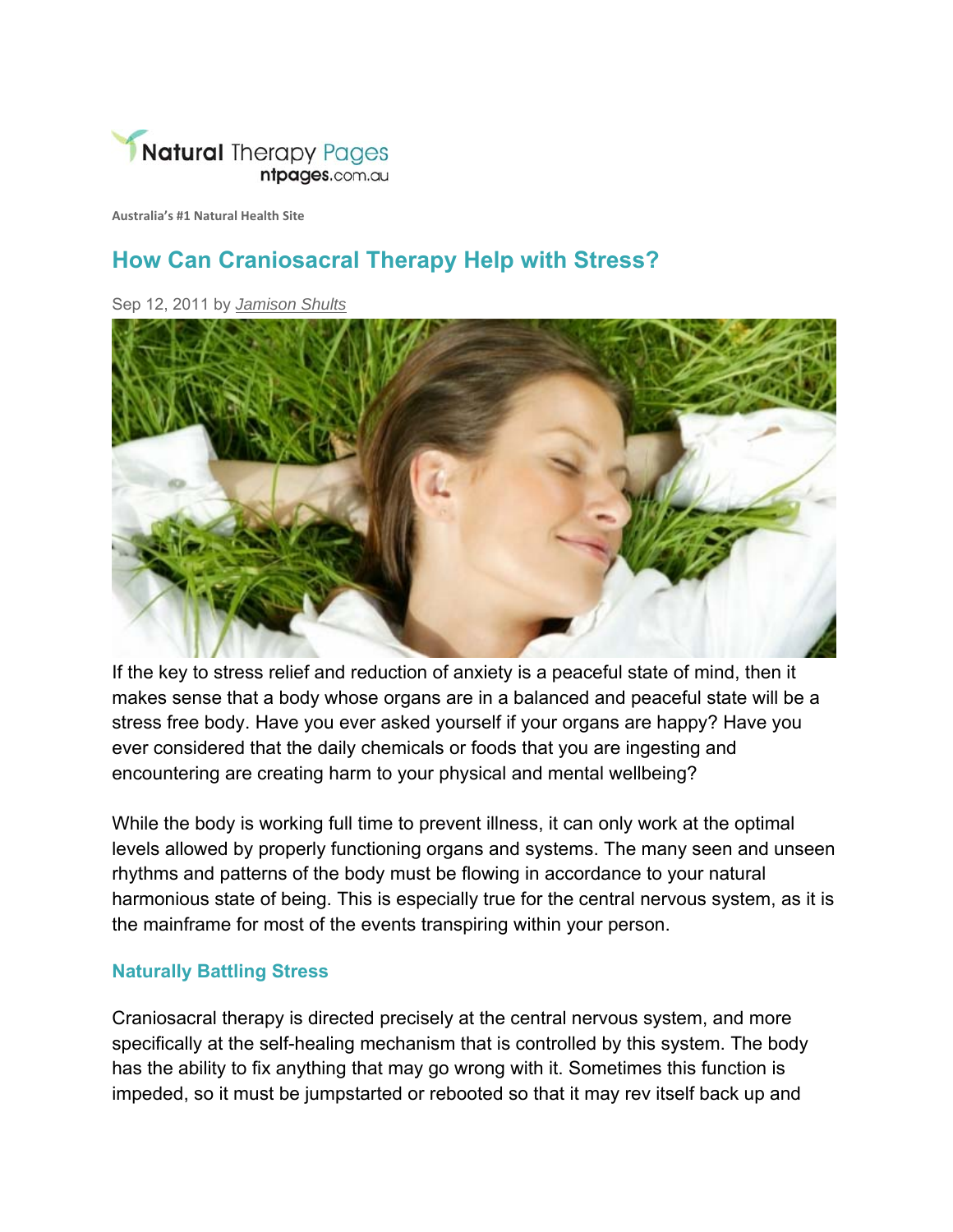Natural Therapy Pages
ntpages.com.au

Australia's #1 Natural Health Site

# How Can Craniosacral Therapy Help with Stress?

Sep 12, 2011 by *Jamison Shults*

If the key to stress relief and reduction of anxiety is a peaceful state of mind, then it makes sense that a body whose organs are in a balanced and peaceful state will be a stress free body. Have you ever asked yourself if your organs are happy? Have you ever considered that the daily chemicals or foods that you are ingesting and encountering are creating harm to your physical and mental wellbeing?

While the body is working full time to prevent illness, it can only work at the optimal levels allowed by properly functioning organs and systems. The many seen and unseen rhythms and patterns of the body must be flowing in accordance to your natural harmonious state of being. This is especially true for the central nervous system, as it is the mainframe for most of the events transpiring within your person.

## Naturally Battling Stress

Craniosacral therapy is directed precisely at the central nervous system, and more specifically at the self-healing mechanism that is controlled by this system. The body has the ability to fix anything that may go wrong with it. Sometimes this function is impeded, so it must be jumpstarted or rebooted so that it may rev itself back up and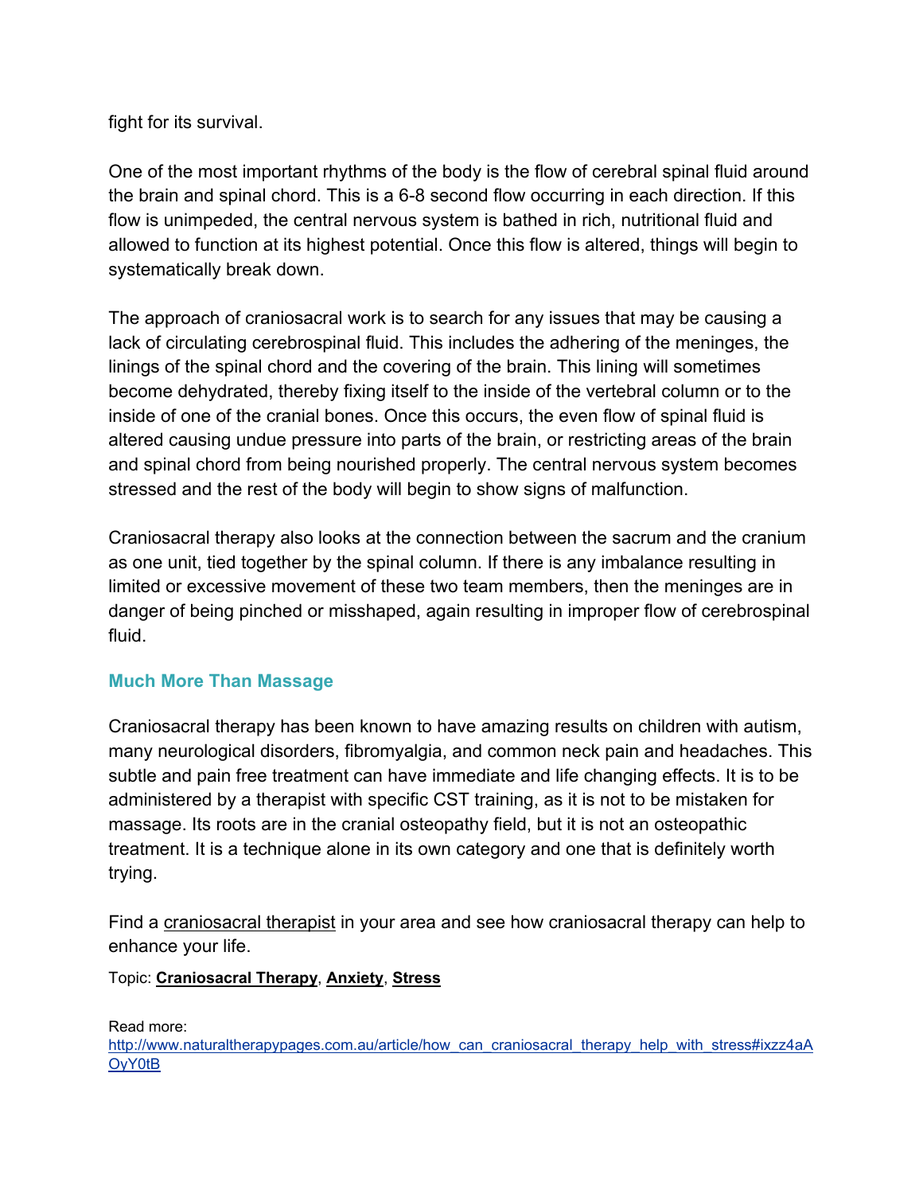fight for its survival.

One of the most important rhythms of the body is the flow of cerebral spinal fluid around the brain and spinal chord. This is a 6-8 second flow occurring in each direction. If this flow is unimpeded, the central nervous system is bathed in rich, nutritional fluid and allowed to function at its highest potential. Once this flow is altered, things will begin to systematically break down.

The approach of craniosacral work is to search for any issues that may be causing a lack of circulating cerebrospinal fluid. This includes the adhering of the meninges, the linings of the spinal chord and the covering of the brain. This lining will sometimes become dehydrated, thereby fixing itself to the inside of the vertebral column or to the inside of one of the cranial bones. Once this occurs, the even flow of spinal fluid is altered causing undue pressure into parts of the brain, or restricting areas of the brain and spinal chord from being nourished properly. The central nervous system becomes stressed and the rest of the body will begin to show signs of malfunction.

Craniosacral therapy also looks at the connection between the sacrum and the cranium as one unit, tied together by the spinal column. If there is any imbalance resulting in limited or excessive movement of these two team members, then the meninges are in danger of being pinched or misshaped, again resulting in improper flow of cerebrospinal fluid.

## Much More Than Massage

Craniosacral therapy has been known to have amazing results on children with autism, many neurological disorders, fibromyalgia, and common neck pain and headaches. This subtle and pain free treatment can have immediate and life changing effects. It is to be administered by a therapist with specific CST training, as it is not to be mistaken for massage. Its roots are in the cranial osteopathy field, but it is not an osteopathic treatment. It is a technique alone in its own category and one that is definitely worth trying.

Find a craniosacral therapist in your area and see how craniosacral therapy can help to enhance your life.

Topic: **Craniosacral Therapy**, **Anxiety**, **Stress**

Read more:
http://www.naturaltherapypages.com.au/article/how_can_craniosacral_therapy_help_with_stress#ixzz4aAOyY0tB